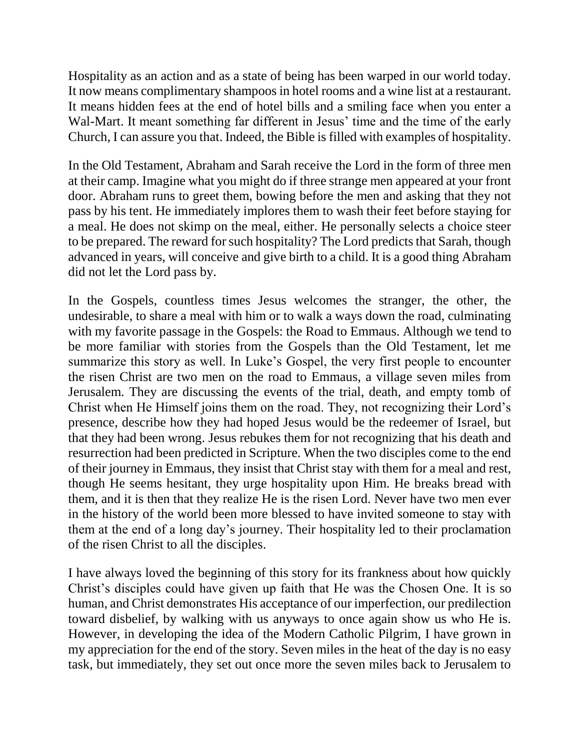Hospitality as an action and as a state of being has been warped in our world today. It now means complimentary shampoos in hotel rooms and a wine list at a restaurant. It means hidden fees at the end of hotel bills and a smiling face when you enter a Wal-Mart. It meant something far different in Jesus' time and the time of the early Church, I can assure you that. Indeed, the Bible is filled with examples of hospitality.

In the Old Testament, Abraham and Sarah receive the Lord in the form of three men at their camp. Imagine what you might do if three strange men appeared at your front door. Abraham runs to greet them, bowing before the men and asking that they not pass by his tent. He immediately implores them to wash their feet before staying for a meal. He does not skimp on the meal, either. He personally selects a choice steer to be prepared. The reward for such hospitality? The Lord predicts that Sarah, though advanced in years, will conceive and give birth to a child. It is a good thing Abraham did not let the Lord pass by.

In the Gospels, countless times Jesus welcomes the stranger, the other, the undesirable, to share a meal with him or to walk a ways down the road, culminating with my favorite passage in the Gospels: the Road to Emmaus. Although we tend to be more familiar with stories from the Gospels than the Old Testament, let me summarize this story as well. In Luke's Gospel, the very first people to encounter the risen Christ are two men on the road to Emmaus, a village seven miles from Jerusalem. They are discussing the events of the trial, death, and empty tomb of Christ when He Himself joins them on the road. They, not recognizing their Lord's presence, describe how they had hoped Jesus would be the redeemer of Israel, but that they had been wrong. Jesus rebukes them for not recognizing that his death and resurrection had been predicted in Scripture. When the two disciples come to the end of their journey in Emmaus, they insist that Christ stay with them for a meal and rest, though He seems hesitant, they urge hospitality upon Him. He breaks bread with them, and it is then that they realize He is the risen Lord. Never have two men ever in the history of the world been more blessed to have invited someone to stay with them at the end of a long day's journey. Their hospitality led to their proclamation of the risen Christ to all the disciples.

I have always loved the beginning of this story for its frankness about how quickly Christ's disciples could have given up faith that He was the Chosen One. It is so human, and Christ demonstrates His acceptance of our imperfection, our predilection toward disbelief, by walking with us anyways to once again show us who He is. However, in developing the idea of the Modern Catholic Pilgrim, I have grown in my appreciation for the end of the story. Seven miles in the heat of the day is no easy task, but immediately, they set out once more the seven miles back to Jerusalem to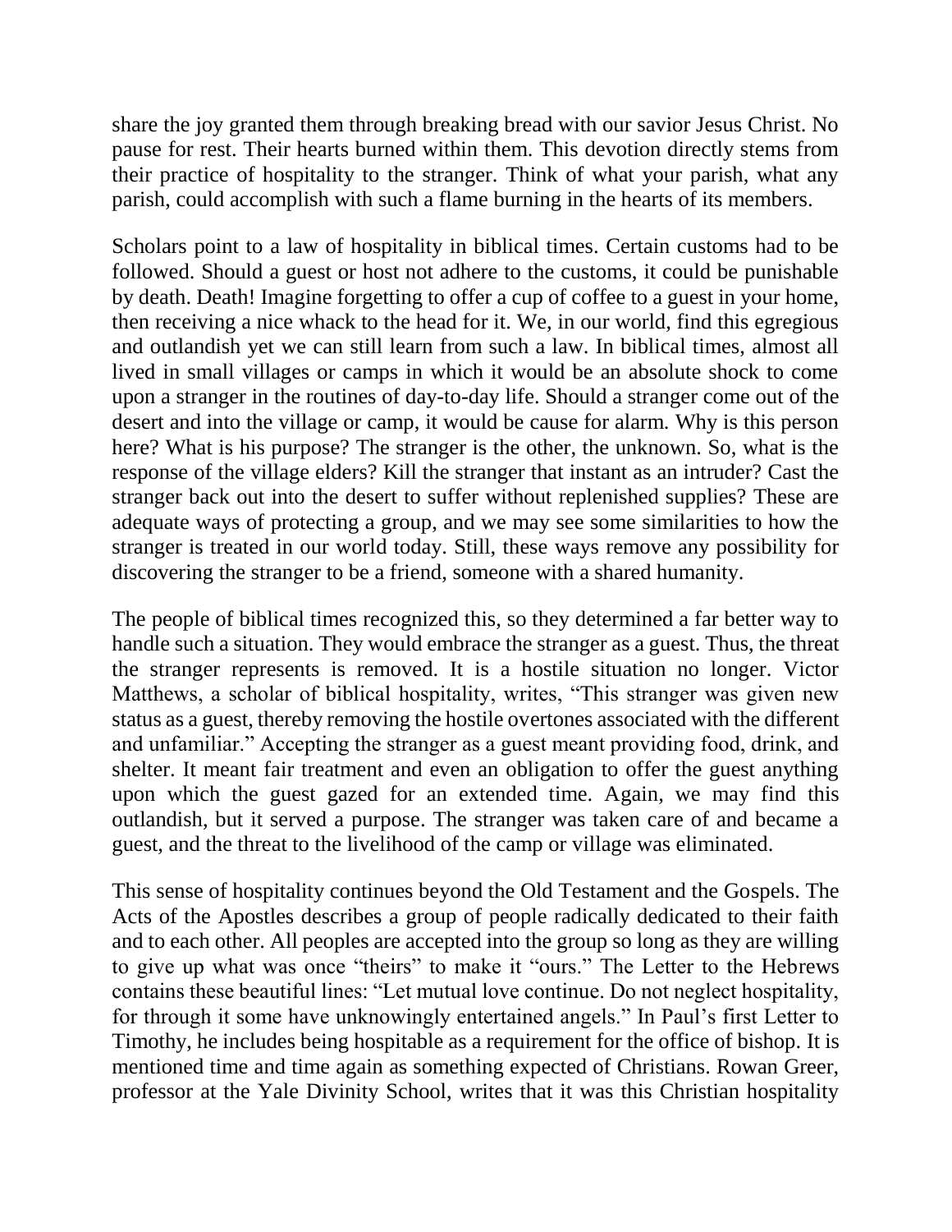share the joy granted them through breaking bread with our savior Jesus Christ. No pause for rest. Their hearts burned within them. This devotion directly stems from their practice of hospitality to the stranger. Think of what your parish, what any parish, could accomplish with such a flame burning in the hearts of its members.

Scholars point to a law of hospitality in biblical times. Certain customs had to be followed. Should a guest or host not adhere to the customs, it could be punishable by death. Death! Imagine forgetting to offer a cup of coffee to a guest in your home, then receiving a nice whack to the head for it. We, in our world, find this egregious and outlandish yet we can still learn from such a law. In biblical times, almost all lived in small villages or camps in which it would be an absolute shock to come upon a stranger in the routines of day-to-day life. Should a stranger come out of the desert and into the village or camp, it would be cause for alarm. Why is this person here? What is his purpose? The stranger is the other, the unknown. So, what is the response of the village elders? Kill the stranger that instant as an intruder? Cast the stranger back out into the desert to suffer without replenished supplies? These are adequate ways of protecting a group, and we may see some similarities to how the stranger is treated in our world today. Still, these ways remove any possibility for discovering the stranger to be a friend, someone with a shared humanity.

The people of biblical times recognized this, so they determined a far better way to handle such a situation. They would embrace the stranger as a guest. Thus, the threat the stranger represents is removed. It is a hostile situation no longer. Victor Matthews, a scholar of biblical hospitality, writes, "This stranger was given new status as a guest, thereby removing the hostile overtones associated with the different and unfamiliar." Accepting the stranger as a guest meant providing food, drink, and shelter. It meant fair treatment and even an obligation to offer the guest anything upon which the guest gazed for an extended time. Again, we may find this outlandish, but it served a purpose. The stranger was taken care of and became a guest, and the threat to the livelihood of the camp or village was eliminated.

This sense of hospitality continues beyond the Old Testament and the Gospels. The Acts of the Apostles describes a group of people radically dedicated to their faith and to each other. All peoples are accepted into the group so long as they are willing to give up what was once "theirs" to make it "ours." The Letter to the Hebrews contains these beautiful lines: "Let mutual love continue. Do not neglect hospitality, for through it some have unknowingly entertained angels." In Paul's first Letter to Timothy, he includes being hospitable as a requirement for the office of bishop. It is mentioned time and time again as something expected of Christians. Rowan Greer, professor at the Yale Divinity School, writes that it was this Christian hospitality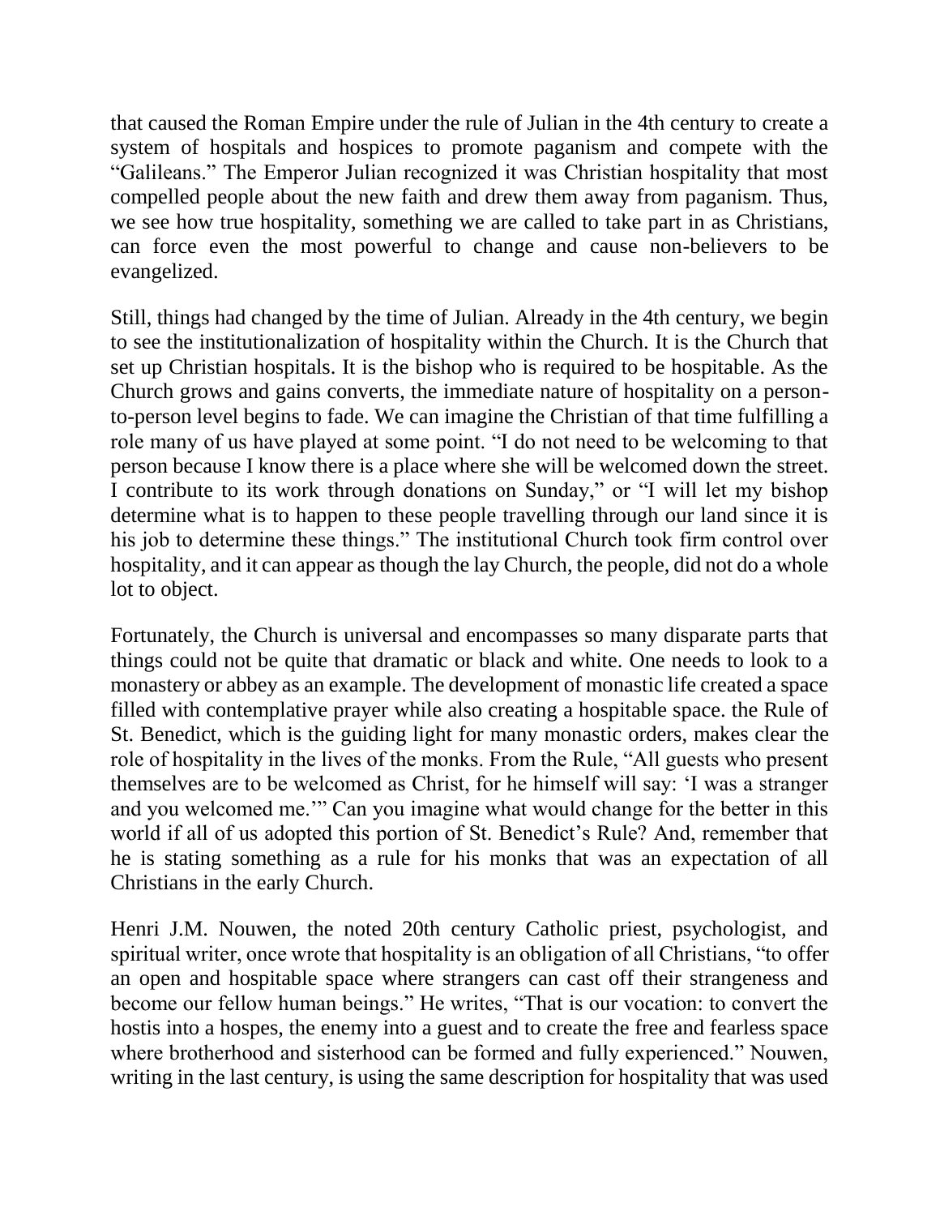that caused the Roman Empire under the rule of Julian in the 4th century to create a system of hospitals and hospices to promote paganism and compete with the "Galileans." The Emperor Julian recognized it was Christian hospitality that most compelled people about the new faith and drew them away from paganism. Thus, we see how true hospitality, something we are called to take part in as Christians, can force even the most powerful to change and cause non-believers to be evangelized.

Still, things had changed by the time of Julian. Already in the 4th century, we begin to see the institutionalization of hospitality within the Church. It is the Church that set up Christian hospitals. It is the bishop who is required to be hospitable. As the Church grows and gains converts, the immediate nature of hospitality on a person-to-person level begins to fade. We can imagine the Christian of that time fulfilling a role many of us have played at some point. "I do not need to be welcoming to that person because I know there is a place where she will be welcomed down the street. I contribute to its work through donations on Sunday," or "I will let my bishop determine what is to happen to these people travelling through our land since it is his job to determine these things." The institutional Church took firm control over hospitality, and it can appear as though the lay Church, the people, did not do a whole lot to object.

Fortunately, the Church is universal and encompasses so many disparate parts that things could not be quite that dramatic or black and white. One needs to look to a monastery or abbey as an example. The development of monastic life created a space filled with contemplative prayer while also creating a hospitable space. the Rule of St. Benedict, which is the guiding light for many monastic orders, makes clear the role of hospitality in the lives of the monks. From the Rule, "All guests who present themselves are to be welcomed as Christ, for he himself will say: 'I was a stranger and you welcomed me.'" Can you imagine what would change for the better in this world if all of us adopted this portion of St. Benedict's Rule? And, remember that he is stating something as a rule for his monks that was an expectation of all Christians in the early Church.

Henri J.M. Nouwen, the noted 20th century Catholic priest, psychologist, and spiritual writer, once wrote that hospitality is an obligation of all Christians, "to offer an open and hospitable space where strangers can cast off their strangeness and become our fellow human beings." He writes, "That is our vocation: to convert the hostis into a hospes, the enemy into a guest and to create the free and fearless space where brotherhood and sisterhood can be formed and fully experienced." Nouwen, writing in the last century, is using the same description for hospitality that was used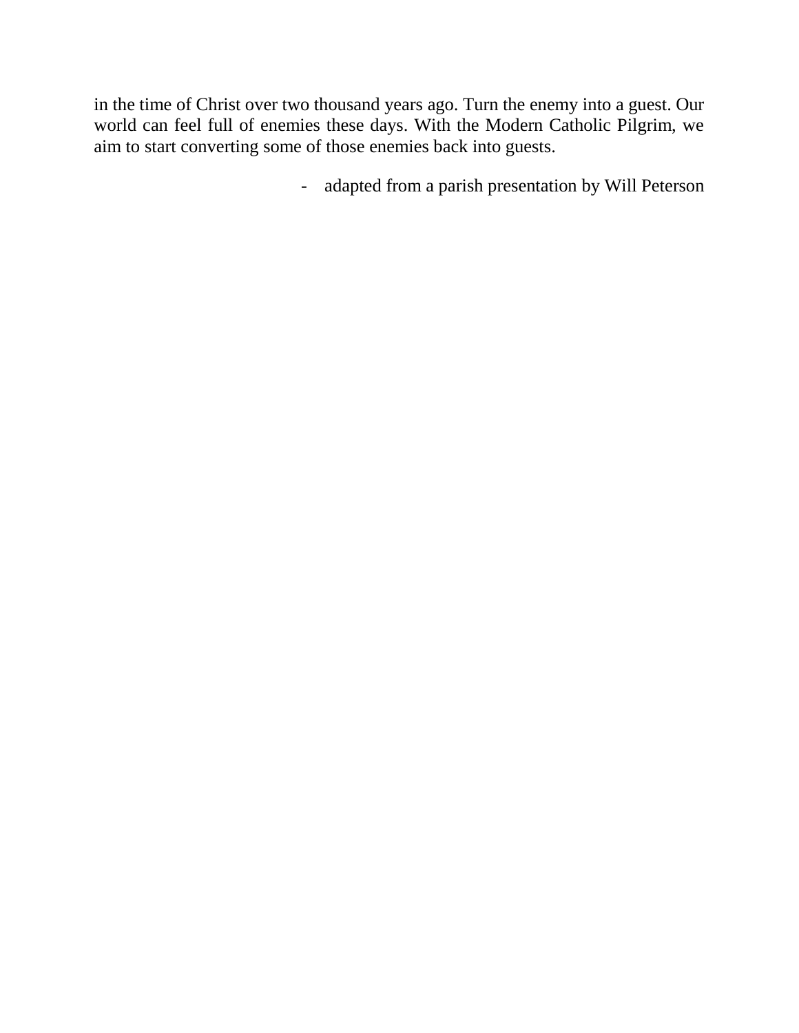in the time of Christ over two thousand years ago. Turn the enemy into a guest. Our world can feel full of enemies these days. With the Modern Catholic Pilgrim, we aim to start converting some of those enemies back into guests.

- adapted from a parish presentation by Will Peterson